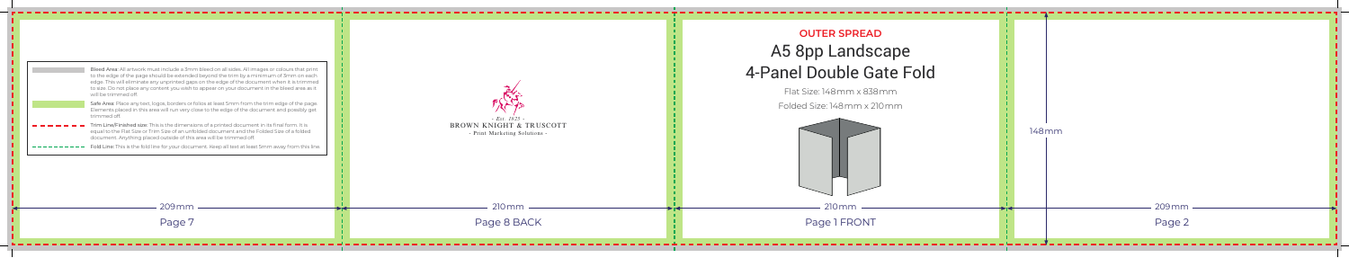**Bleed Area:** All artwork must include a 3mm bleed on all sides. All images or colours that print to the edge of the page should be extended beyond the trim by a minimum of 3mm on each edge. This will eliminate any unprinted gaps on the edge of the document when it is trimmed to size. Do not place any content you wish to appear on your document in the bleed area as it will be trimmed off.

**Safe Area:** Place any text, logos, borders or folios at least 5mm from the trim edge of the page. Elements placed in this area will run very close to the edge of the document and possibly get trimmed off.

**Trim Line/Finished size:** This is the dimensions of a printed document in its final form. It is equal to the Flat Size or Trim Size of an unfolded document and the Folded Size of a folded document. Anything placed outside of this area will be trimmed off.

**Fold Line:** This is the fold line for your document. Keep all text at least 5mm away from this line.

209mm

Page 7

- Est. 1825 -
BROWN KNIGHT & TRUSCOTT
- Print Marketing Solutions -

210mm

Page 8 BACK

## OUTER SPREAD

# A5 8pp Landscape 4-Panel Double Gate Fold

Flat Size: 148mm x 838mm

Folded Size: 148mm x 210mm

210mm

Page 1 FRONT

148mm

209mm

Page 2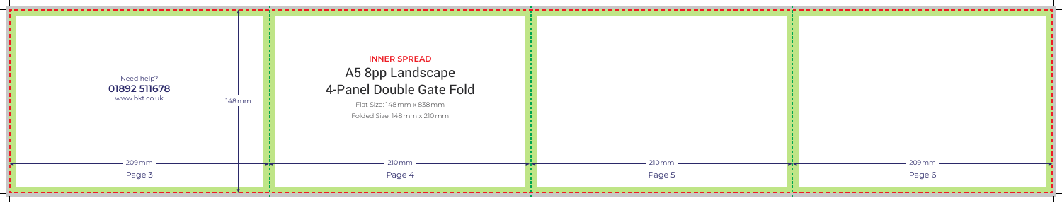Need help?

**01892 511678**

www.bkt.co.uk

148mm

209mm

Page 3

**INNER SPREAD**

## A5 8pp Landscape 4-Panel Double Gate Fold

Flat Size: 148mm x 838mm

Folded Size: 148mm x 210mm

210mm

Page 4

210mm

Page 5

209mm

Page 6